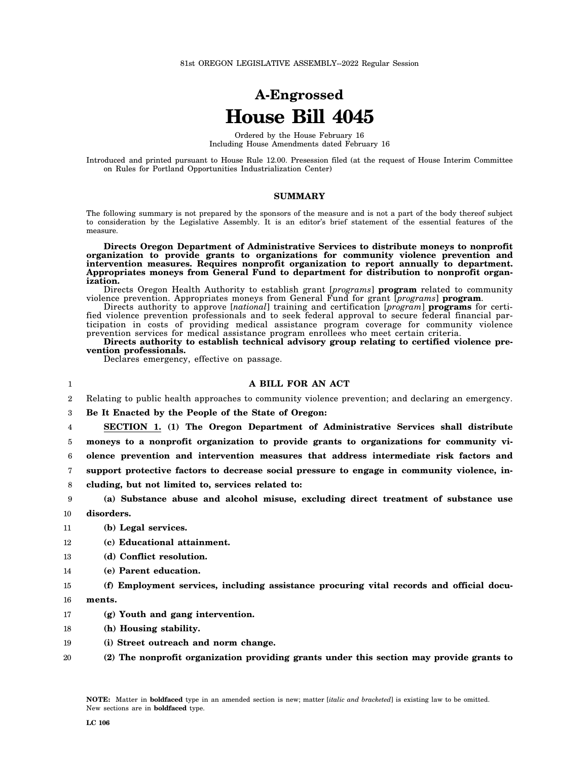81st OREGON LEGISLATIVE ASSEMBLY--2022 Regular Session

# A-Engrossed
# House Bill 4045

Ordered by the House February 16
Including House Amendments dated February 16

Introduced and printed pursuant to House Rule 12.00. Presession filed (at the request of House Interim Committee on Rules for Portland Opportunities Industrialization Center)

## SUMMARY

The following summary is not prepared by the sponsors of the measure and is not a part of the body thereof subject to consideration by the Legislative Assembly. It is an editor's brief statement of the essential features of the measure.

**Directs Oregon Department of Administrative Services to distribute moneys to nonprofit organization to provide grants to organizations for community violence prevention and intervention measures. Requires nonprofit organization to report annually to department. Appropriates moneys from General Fund to department for distribution to nonprofit organization.**

Directs Oregon Health Authority to establish grant [*programs*] **program** related to community violence prevention. Appropriates moneys from General Fund for grant [*programs*] **program**.

Directs authority to approve [*national*] training and certification [*program*] **programs** for certified violence prevention professionals and to seek federal approval to secure federal financial participation in costs of providing medical assistance program coverage for community violence prevention services for medical assistance program enrollees who meet certain criteria.

**Directs authority to establish technical advisory group relating to certified violence prevention professionals.**

Declares emergency, effective on passage.

## A BILL FOR AN ACT

Relating to public health approaches to community violence prevention; and declaring an emergency.

**Be It Enacted by the People of the State of Oregon:**

**SECTION 1. (1) The Oregon Department of Administrative Services shall distribute moneys to a nonprofit organization to provide grants to organizations for community violence prevention and intervention measures that address intermediate risk factors and support protective factors to decrease social pressure to engage in community violence, including, but not limited to, services related to:**

**(a) Substance abuse and alcohol misuse, excluding direct treatment of substance use disorders.**

**(b) Legal services.**

**(c) Educational attainment.**

**(d) Conflict resolution.**

**(e) Parent education.**

**(f) Employment services, including assistance procuring vital records and official documents.**

**(g) Youth and gang intervention.**

**(h) Housing stability.**

**(i) Street outreach and norm change.**

**(2) The nonprofit organization providing grants under this section may provide grants to**

**NOTE:** Matter in **boldfaced** type in an amended section is new; matter [*italic and bracketed*] is existing law to be omitted. New sections are in **boldfaced** type.

LC 106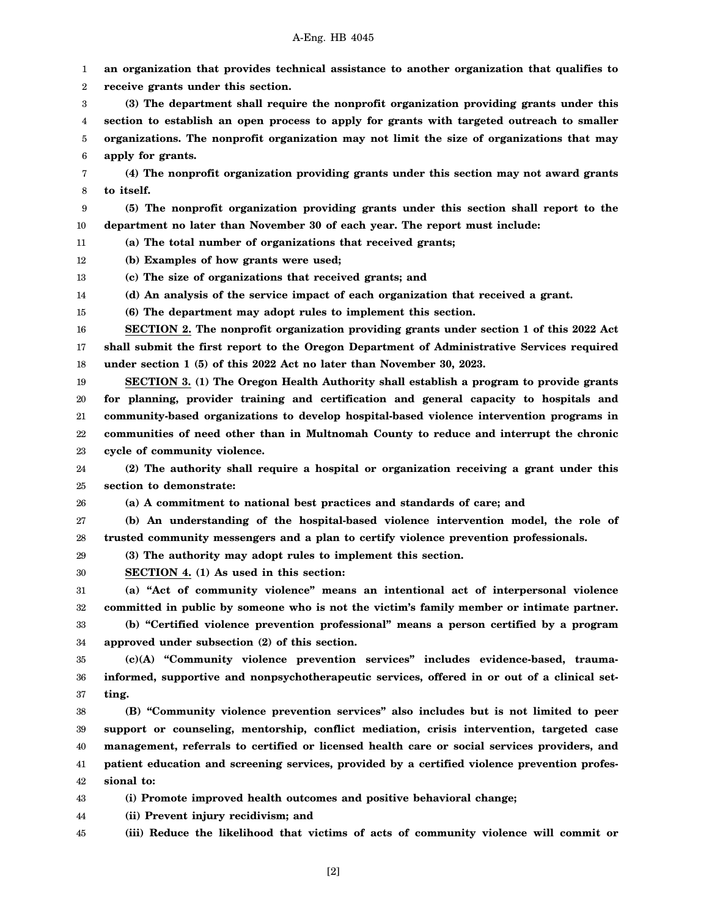**an organization that provides technical assistance to another organization that qualifies to receive grants under this section.**

**(3) The department shall require the nonprofit organization providing grants under this section to establish an open process to apply for grants with targeted outreach to smaller organizations. The nonprofit organization may not limit the size of organizations that may apply for grants.**

**(4) The nonprofit organization providing grants under this section may not award grants to itself.**

**(5) The nonprofit organization providing grants under this section shall report to the department no later than November 30 of each year. The report must include:**

**(a) The total number of organizations that received grants;**

**(b) Examples of how grants were used;**

**(c) The size of organizations that received grants; and**

**(d) An analysis of the service impact of each organization that received a grant.**

**(6) The department may adopt rules to implement this section.**

**SECTION 2. The nonprofit organization providing grants under section 1 of this 2022 Act shall submit the first report to the Oregon Department of Administrative Services required under section 1 (5) of this 2022 Act no later than November 30, 2023.**

**SECTION 3. (1) The Oregon Health Authority shall establish a program to provide grants for planning, provider training and certification and general capacity to hospitals and community-based organizations to develop hospital-based violence intervention programs in communities of need other than in Multnomah County to reduce and interrupt the chronic cycle of community violence.**

**(2) The authority shall require a hospital or organization receiving a grant under this section to demonstrate:**

**(a) A commitment to national best practices and standards of care; and**

**(b) An understanding of the hospital-based violence intervention model, the role of trusted community messengers and a plan to certify violence prevention professionals.**

**(3) The authority may adopt rules to implement this section.**

**SECTION 4. (1) As used in this section:**

**(a) "Act of community violence" means an intentional act of interpersonal violence committed in public by someone who is not the victim's family member or intimate partner.**

**(b) "Certified violence prevention professional" means a person certified by a program approved under subsection (2) of this section.**

**(c)(A) "Community violence prevention services" includes evidence-based, trauma-informed, supportive and nonpsychotherapeutic services, offered in or out of a clinical setting.**

**(B) "Community violence prevention services" also includes but is not limited to peer support or counseling, mentorship, conflict mediation, crisis intervention, targeted case management, referrals to certified or licensed health care or social services providers, and patient education and screening services, provided by a certified violence prevention professional to:**

**(i) Promote improved health outcomes and positive behavioral change;**

**(ii) Prevent injury recidivism; and**

**(iii) Reduce the likelihood that victims of acts of community violence will commit or**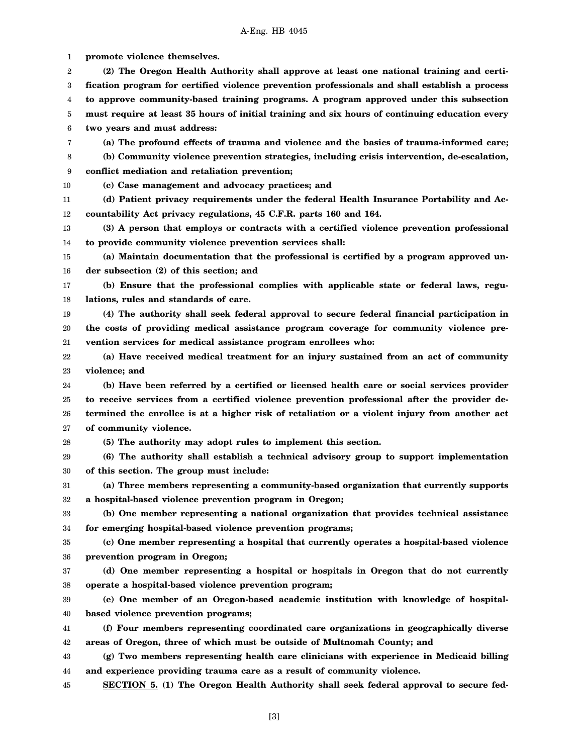**promote violence themselves.**

**(2) The Oregon Health Authority shall approve at least one national training and certification program for certified violence prevention professionals and shall establish a process to approve community-based training programs. A program approved under this subsection must require at least 35 hours of initial training and six hours of continuing education every two years and must address:**

**(a) The profound effects of trauma and violence and the basics of trauma-informed care;**

**(b) Community violence prevention strategies, including crisis intervention, de-escalation, conflict mediation and retaliation prevention;**

**(c) Case management and advocacy practices; and**

**(d) Patient privacy requirements under the federal Health Insurance Portability and Accountability Act privacy regulations, 45 C.F.R. parts 160 and 164.**

**(3) A person that employs or contracts with a certified violence prevention professional to provide community violence prevention services shall:**

**(a) Maintain documentation that the professional is certified by a program approved under subsection (2) of this section; and**

**(b) Ensure that the professional complies with applicable state or federal laws, regulations, rules and standards of care.**

**(4) The authority shall seek federal approval to secure federal financial participation in the costs of providing medical assistance program coverage for community violence prevention services for medical assistance program enrollees who:**

**(a) Have received medical treatment for an injury sustained from an act of community violence; and**

**(b) Have been referred by a certified or licensed health care or social services provider to receive services from a certified violence prevention professional after the provider determined the enrollee is at a higher risk of retaliation or a violent injury from another act of community violence.**

**(5) The authority may adopt rules to implement this section.**

**(6) The authority shall establish a technical advisory group to support implementation of this section. The group must include:**

**(a) Three members representing a community-based organization that currently supports a hospital-based violence prevention program in Oregon;**

**(b) One member representing a national organization that provides technical assistance for emerging hospital-based violence prevention programs;**

**(c) One member representing a hospital that currently operates a hospital-based violence prevention program in Oregon;**

**(d) One member representing a hospital or hospitals in Oregon that do not currently operate a hospital-based violence prevention program;**

**(e) One member of an Oregon-based academic institution with knowledge of hospital-based violence prevention programs;**

**(f) Four members representing coordinated care organizations in geographically diverse areas of Oregon, three of which must be outside of Multnomah County; and**

**(g) Two members representing health care clinicians with experience in Medicaid billing and experience providing trauma care as a result of community violence.**

**<u>SECTION 5.</u> (1) The Oregon Health Authority shall seek federal approval to secure fed-**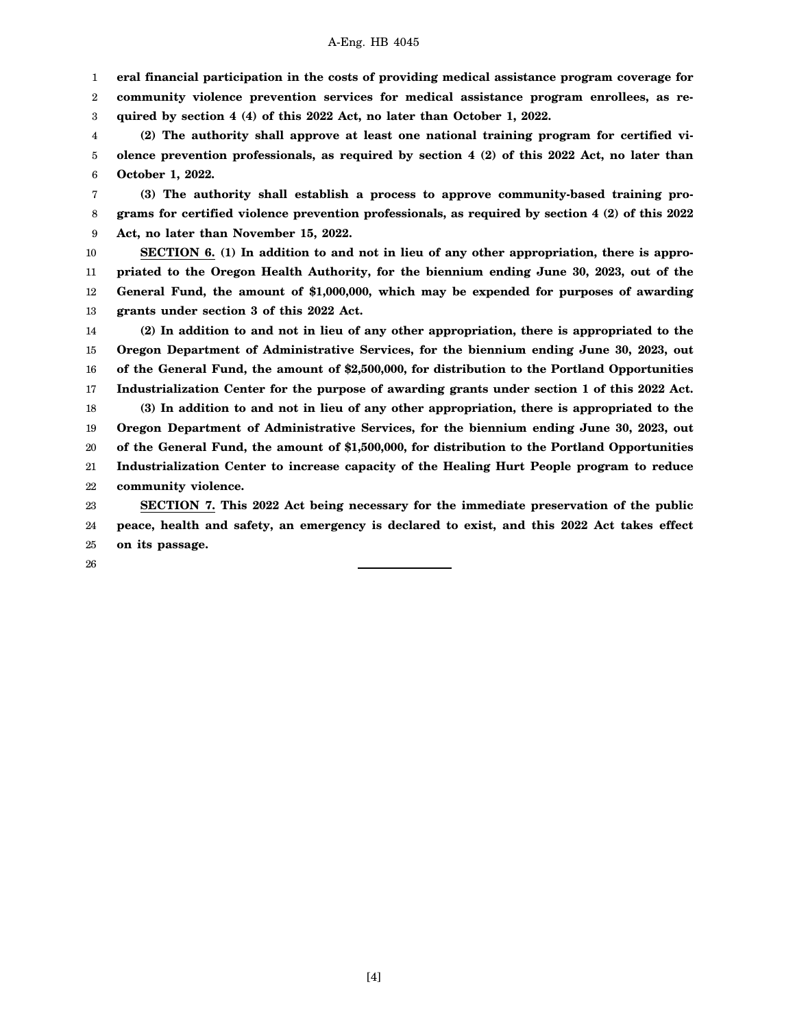**eral financial participation in the costs of providing medical assistance program coverage for community violence prevention services for medical assistance program enrollees, as required by section 4 (4) of this 2022 Act, no later than October 1, 2022.**

**(2) The authority shall approve at least one national training program for certified violence prevention professionals, as required by section 4 (2) of this 2022 Act, no later than October 1, 2022.**

**(3) The authority shall establish a process to approve community-based training programs for certified violence prevention professionals, as required by section 4 (2) of this 2022 Act, no later than November 15, 2022.**

**SECTION 6. (1) In addition to and not in lieu of any other appropriation, there is appropriated to the Oregon Health Authority, for the biennium ending June 30, 2023, out of the General Fund, the amount of $1,000,000, which may be expended for purposes of awarding grants under section 3 of this 2022 Act.**

**(2) In addition to and not in lieu of any other appropriation, there is appropriated to the Oregon Department of Administrative Services, for the biennium ending June 30, 2023, out of the General Fund, the amount of $2,500,000, for distribution to the Portland Opportunities Industrialization Center for the purpose of awarding grants under section 1 of this 2022 Act.**

**(3) In addition to and not in lieu of any other appropriation, there is appropriated to the Oregon Department of Administrative Services, for the biennium ending June 30, 2023, out of the General Fund, the amount of $1,500,000, for distribution to the Portland Opportunities Industrialization Center to increase capacity of the Healing Hurt People program to reduce community violence.**

**SECTION 7. This 2022 Act being necessary for the immediate preservation of the public peace, health and safety, an emergency is declared to exist, and this 2022 Act takes effect on its passage.**

---